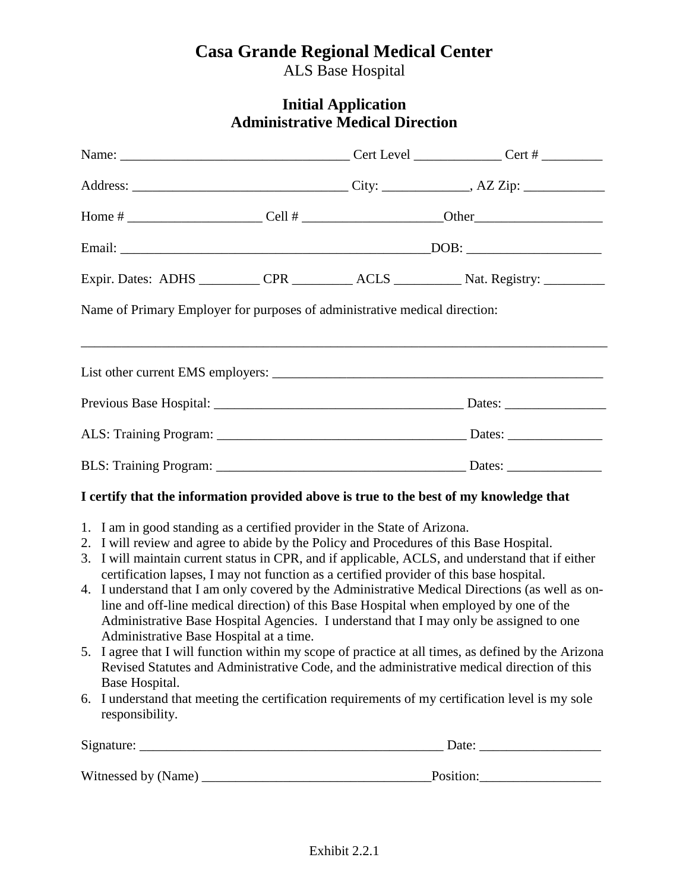# Casa Grande Regional Medical Center

ALS Base Hospital

## Initial Application
## Administrative Medical Direction

Name: __________________________________ Cert Level _____________ Cert # _________

Address: ________________________________ City: _____________, AZ Zip: ____________

Home # ____________________ Cell # _____________________Other___________________

Email: _______________________________________________DOB: ____________________

Expir. Dates: ADHS _________ CPR _________ ACLS __________ Nat. Registry: _________

Name of Primary Employer for purposes of administrative medical direction:

_______________________________________________________________________________

List other current EMS employers: ___________________________________________________

Previous Base Hospital: _____________________________________ Dates: _______________

ALS: Training Program: _____________________________________ Dates: ______________

BLS: Training Program: _____________________________________ Dates: ______________

**I certify that the information provided above is true to the best of my knowledge that**

1. I am in good standing as a certified provider in the State of Arizona.
2. I will review and agree to abide by the Policy and Procedures of this Base Hospital.
3. I will maintain current status in CPR, and if applicable, ACLS, and understand that if either certification lapses, I may not function as a certified provider of this base hospital.
4. I understand that I am only covered by the Administrative Medical Directions (as well as on-line and off-line medical direction) of this Base Hospital when employed by one of the Administrative Base Hospital Agencies. I understand that I may only be assigned to one Administrative Base Hospital at a time.
5. I agree that I will function within my scope of practice at all times, as defined by the Arizona Revised Statutes and Administrative Code, and the administrative medical direction of this Base Hospital.
6. I understand that meeting the certification requirements of my certification level is my sole responsibility.

Signature: ______________________________________________ Date: __________________

Witnessed by (Name) __________________________________Position:__________________

Exhibit 2.2.1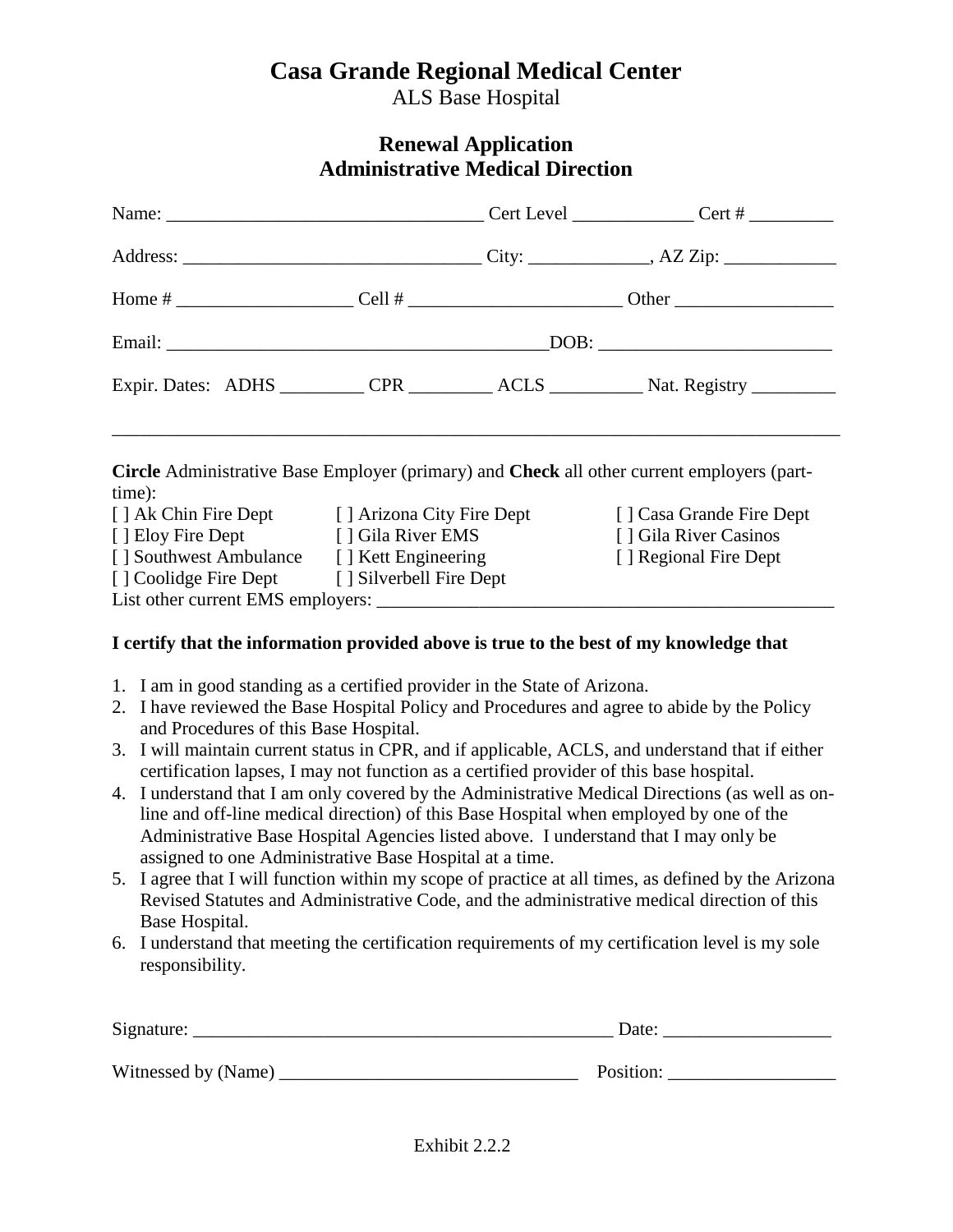# Casa Grande Regional Medical Center

ALS Base Hospital

## Renewal Application
## Administrative Medical Direction

Name: ________________________________ Cert Level ____________ Cert # _________

Address: ______________________________ City: ____________, AZ Zip: ___________

Home # _________________ Cell # _____________________ Other ________________

Email: _______________________________________DOB: _______________________

Expir. Dates: ADHS _________ CPR _________ ACLS __________ Nat. Registry _________

---

**Circle** Administrative Base Employer (primary) and **Check** all other current employers (part-time):

| | | |
|---|---|---|
| [ ] Ak Chin Fire Dept | [ ] Arizona City Fire Dept | [ ] Casa Grande Fire Dept |
| [ ] Eloy Fire Dept | [ ] Gila River EMS | [ ] Gila River Casinos |
| [ ] Southwest Ambulance | [ ] Kett Engineering | [ ] Regional Fire Dept |
| [ ] Coolidge Fire Dept | [ ] Silverbell Fire Dept | |

List other current EMS employers: ______________________________________________

**I certify that the information provided above is true to the best of my knowledge that**

1. I am in good standing as a certified provider in the State of Arizona.
2. I have reviewed the Base Hospital Policy and Procedures and agree to abide by the Policy and Procedures of this Base Hospital.
3. I will maintain current status in CPR, and if applicable, ACLS, and understand that if either certification lapses, I may not function as a certified provider of this base hospital.
4. I understand that I am only covered by the Administrative Medical Directions (as well as on-line and off-line medical direction) of this Base Hospital when employed by one of the Administrative Base Hospital Agencies listed above. I understand that I may only be assigned to one Administrative Base Hospital at a time.
5. I agree that I will function within my scope of practice at all times, as defined by the Arizona Revised Statutes and Administrative Code, and the administrative medical direction of this Base Hospital.
6. I understand that meeting the certification requirements of my certification level is my sole responsibility.

Signature: ____________________________________________ Date: _________________

Witnessed by (Name) _______________________________ Position: _________________

Exhibit 2.2.2